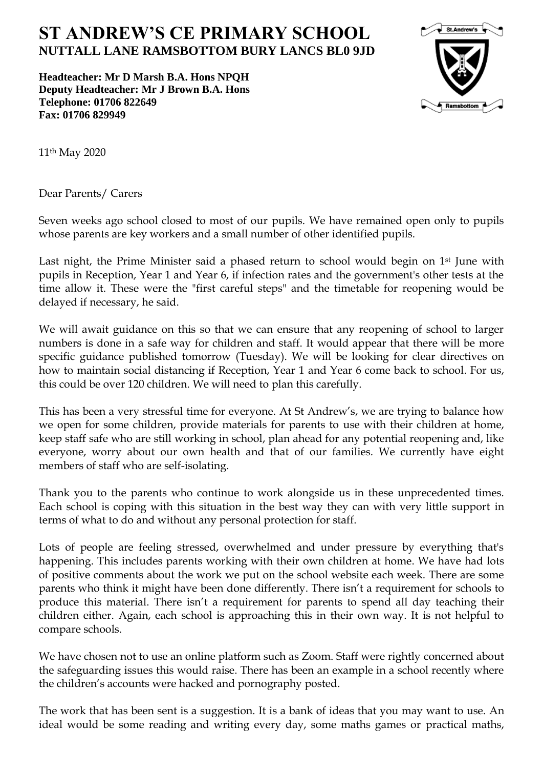# ST ANDREW'S CE PRIMARY SCHOOL

**NUTTALL LANE RAMSBOTTOM BURY LANCS BL0 9JD**

**Headteacher: Mr D Marsh B.A. Hons NPQH**
**Deputy Headteacher: Mr J Brown B.A. Hons**
**Telephone: 01706 822649**
**Fax: 01706 829949**

11th May 2020

Dear Parents/ Carers

Seven weeks ago school closed to most of our pupils. We have remained open only to pupils whose parents are key workers and a small number of other identified pupils.

Last night, the Prime Minister said a phased return to school would begin on 1st June with pupils in Reception, Year 1 and Year 6, if infection rates and the government's other tests at the time allow it. These were the "first careful steps" and the timetable for reopening would be delayed if necessary, he said.

We will await guidance on this so that we can ensure that any reopening of school to larger numbers is done in a safe way for children and staff. It would appear that there will be more specific guidance published tomorrow (Tuesday). We will be looking for clear directives on how to maintain social distancing if Reception, Year 1 and Year 6 come back to school. For us, this could be over 120 children. We will need to plan this carefully.

This has been a very stressful time for everyone. At St Andrew's, we are trying to balance how we open for some children, provide materials for parents to use with their children at home, keep staff safe who are still working in school, plan ahead for any potential reopening and, like everyone, worry about our own health and that of our families. We currently have eight members of staff who are self-isolating.

Thank you to the parents who continue to work alongside us in these unprecedented times. Each school is coping with this situation in the best way they can with very little support in terms of what to do and without any personal protection for staff.

Lots of people are feeling stressed, overwhelmed and under pressure by everything that's happening. This includes parents working with their own children at home. We have had lots of positive comments about the work we put on the school website each week. There are some parents who think it might have been done differently. There isn't a requirement for schools to produce this material. There isn't a requirement for parents to spend all day teaching their children either. Again, each school is approaching this in their own way. It is not helpful to compare schools.

We have chosen not to use an online platform such as Zoom. Staff were rightly concerned about the safeguarding issues this would raise. There has been an example in a school recently where the children's accounts were hacked and pornography posted.

The work that has been sent is a suggestion. It is a bank of ideas that you may want to use. An ideal would be some reading and writing every day, some maths games or practical maths,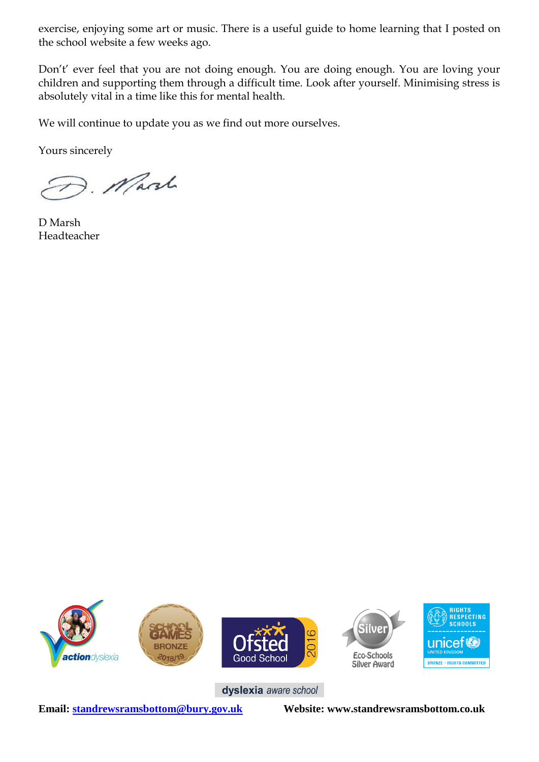exercise, enjoying some art or music. There is a useful guide to home learning that I posted on the school website a few weeks ago.

Don't' ever feel that you are not doing enough. You are doing enough. You are loving your children and supporting them through a difficult time. Look after yourself. Minimising stress is absolutely vital in a time like this for mental health.

We will continue to update you as we find out more ourselves.

Yours sincerely

D Marsh
Headteacher

**Email:** standrewsramsbottom@bury.gov.uk **Website: www.standrewsramsbottom.co.uk**